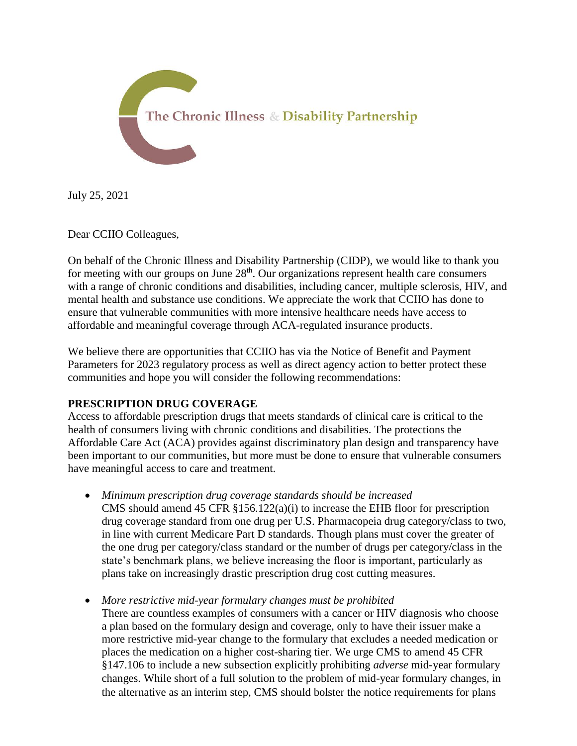The Chronic Illness & Disability Partnership

July 25, 2021

Dear CCIIO Colleagues,

On behalf of the Chronic Illness and Disability Partnership (CIDP), we would like to thank you for meeting with our groups on June 28th. Our organizations represent health care consumers with a range of chronic conditions and disabilities, including cancer, multiple sclerosis, HIV, and mental health and substance use conditions. We appreciate the work that CCIIO has done to ensure that vulnerable communities with more intensive healthcare needs have access to affordable and meaningful coverage through ACA-regulated insurance products.

We believe there are opportunities that CCIIO has via the Notice of Benefit and Payment Parameters for 2023 regulatory process as well as direct agency action to better protect these communities and hope you will consider the following recommendations:

**PRESCRIPTION DRUG COVERAGE**

Access to affordable prescription drugs that meets standards of clinical care is critical to the health of consumers living with chronic conditions and disabilities. The protections the Affordable Care Act (ACA) provides against discriminatory plan design and transparency have been important to our communities, but more must be done to ensure that vulnerable consumers have meaningful access to care and treatment.

- *Minimum prescription drug coverage standards should be increased*
  CMS should amend 45 CFR §156.122(a)(i) to increase the EHB floor for prescription drug coverage standard from one drug per U.S. Pharmacopeia drug category/class to two, in line with current Medicare Part D standards. Though plans must cover the greater of the one drug per category/class standard or the number of drugs per category/class in the state's benchmark plans, we believe increasing the floor is important, particularly as plans take on increasingly drastic prescription drug cost cutting measures.

- *More restrictive mid-year formulary changes must be prohibited*
  There are countless examples of consumers with a cancer or HIV diagnosis who choose a plan based on the formulary design and coverage, only to have their issuer make a more restrictive mid-year change to the formulary that excludes a needed medication or places the medication on a higher cost-sharing tier. We urge CMS to amend 45 CFR §147.106 to include a new subsection explicitly prohibiting *adverse* mid-year formulary changes. While short of a full solution to the problem of mid-year formulary changes, in the alternative as an interim step, CMS should bolster the notice requirements for plans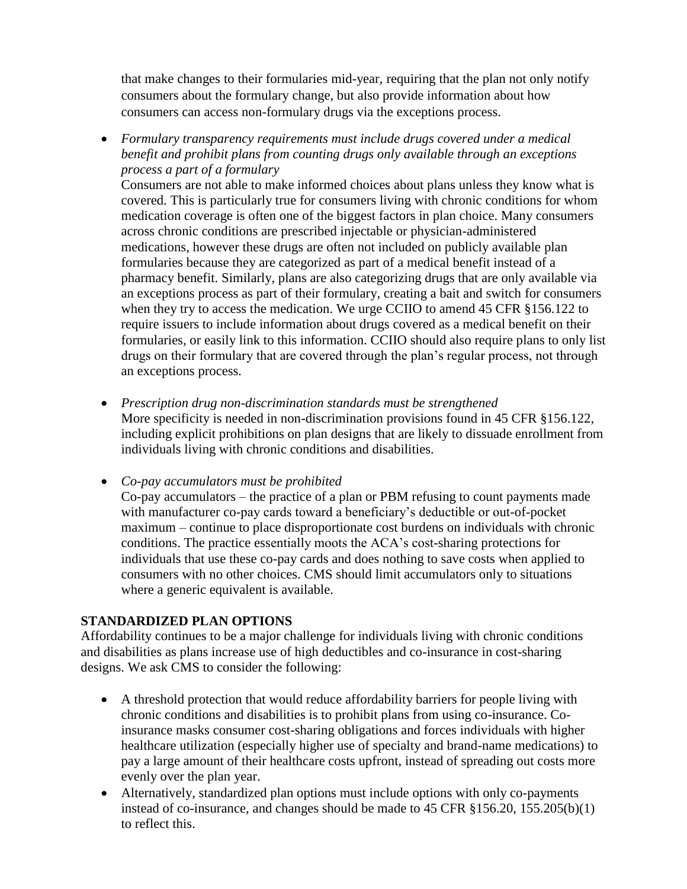that make changes to their formularies mid-year, requiring that the plan not only notify consumers about the formulary change, but also provide information about how consumers can access non-formulary drugs via the exceptions process.

- *Formulary transparency requirements must include drugs covered under a medical benefit and prohibit plans from counting drugs only available through an exceptions process a part of a formulary*
  Consumers are not able to make informed choices about plans unless they know what is covered. This is particularly true for consumers living with chronic conditions for whom medication coverage is often one of the biggest factors in plan choice. Many consumers across chronic conditions are prescribed injectable or physician-administered medications, however these drugs are often not included on publicly available plan formularies because they are categorized as part of a medical benefit instead of a pharmacy benefit. Similarly, plans are also categorizing drugs that are only available via an exceptions process as part of their formulary, creating a bait and switch for consumers when they try to access the medication. We urge CCIIO to amend 45 CFR §156.122 to require issuers to include information about drugs covered as a medical benefit on their formularies, or easily link to this information. CCIIO should also require plans to only list drugs on their formulary that are covered through the plan's regular process, not through an exceptions process.

- *Prescription drug non-discrimination standards must be strengthened*
  More specificity is needed in non-discrimination provisions found in 45 CFR §156.122, including explicit prohibitions on plan designs that are likely to dissuade enrollment from individuals living with chronic conditions and disabilities.

- *Co-pay accumulators must be prohibited*
  Co-pay accumulators – the practice of a plan or PBM refusing to count payments made with manufacturer co-pay cards toward a beneficiary's deductible or out-of-pocket maximum – continue to place disproportionate cost burdens on individuals with chronic conditions. The practice essentially moots the ACA's cost-sharing protections for individuals that use these co-pay cards and does nothing to save costs when applied to consumers with no other choices. CMS should limit accumulators only to situations where a generic equivalent is available.

**STANDARDIZED PLAN OPTIONS**

Affordability continues to be a major challenge for individuals living with chronic conditions and disabilities as plans increase use of high deductibles and co-insurance in cost-sharing designs. We ask CMS to consider the following:

- A threshold protection that would reduce affordability barriers for people living with chronic conditions and disabilities is to prohibit plans from using co-insurance. Co-insurance masks consumer cost-sharing obligations and forces individuals with higher healthcare utilization (especially higher use of specialty and brand-name medications) to pay a large amount of their healthcare costs upfront, instead of spreading out costs more evenly over the plan year.
- Alternatively, standardized plan options must include options with only co-payments instead of co-insurance, and changes should be made to 45 CFR §156.20, 155.205(b)(1) to reflect this.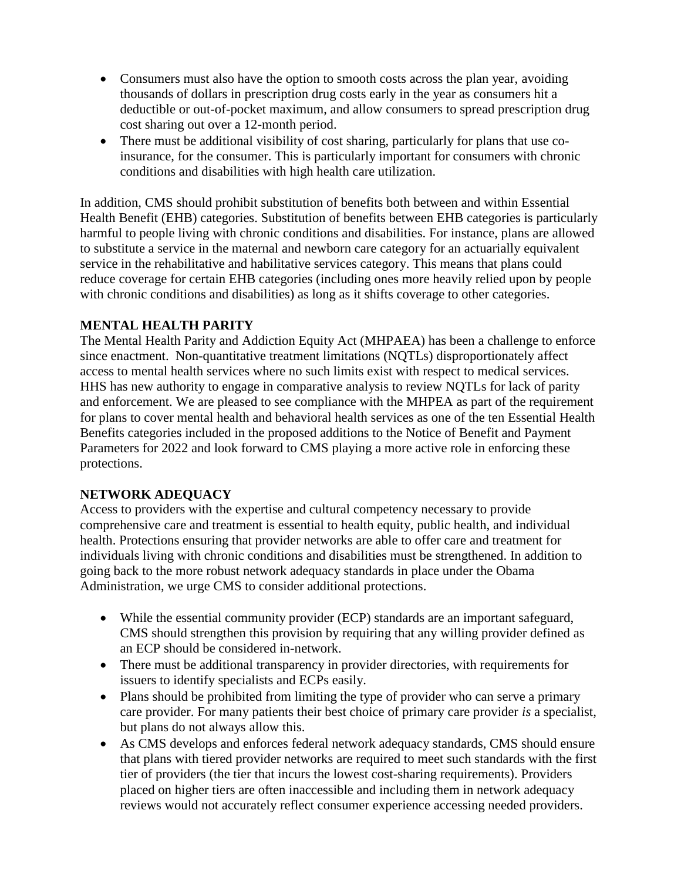- Consumers must also have the option to smooth costs across the plan year, avoiding thousands of dollars in prescription drug costs early in the year as consumers hit a deductible or out-of-pocket maximum, and allow consumers to spread prescription drug cost sharing out over a 12-month period.
- There must be additional visibility of cost sharing, particularly for plans that use co-insurance, for the consumer. This is particularly important for consumers with chronic conditions and disabilities with high health care utilization.

In addition, CMS should prohibit substitution of benefits both between and within Essential Health Benefit (EHB) categories. Substitution of benefits between EHB categories is particularly harmful to people living with chronic conditions and disabilities. For instance, plans are allowed to substitute a service in the maternal and newborn care category for an actuarially equivalent service in the rehabilitative and habilitative services category. This means that plans could reduce coverage for certain EHB categories (including ones more heavily relied upon by people with chronic conditions and disabilities) as long as it shifts coverage to other categories.

**MENTAL HEALTH PARITY**

The Mental Health Parity and Addiction Equity Act (MHPAEA) has been a challenge to enforce since enactment. Non-quantitative treatment limitations (NQTLs) disproportionately affect access to mental health services where no such limits exist with respect to medical services. HHS has new authority to engage in comparative analysis to review NQTLs for lack of parity and enforcement. We are pleased to see compliance with the MHPEA as part of the requirement for plans to cover mental health and behavioral health services as one of the ten Essential Health Benefits categories included in the proposed additions to the Notice of Benefit and Payment Parameters for 2022 and look forward to CMS playing a more active role in enforcing these protections.

**NETWORK ADEQUACY**

Access to providers with the expertise and cultural competency necessary to provide comprehensive care and treatment is essential to health equity, public health, and individual health. Protections ensuring that provider networks are able to offer care and treatment for individuals living with chronic conditions and disabilities must be strengthened. In addition to going back to the more robust network adequacy standards in place under the Obama Administration, we urge CMS to consider additional protections.

- While the essential community provider (ECP) standards are an important safeguard, CMS should strengthen this provision by requiring that any willing provider defined as an ECP should be considered in-network.
- There must be additional transparency in provider directories, with requirements for issuers to identify specialists and ECPs easily.
- Plans should be prohibited from limiting the type of provider who can serve a primary care provider. For many patients their best choice of primary care provider *is* a specialist, but plans do not always allow this.
- As CMS develops and enforces federal network adequacy standards, CMS should ensure that plans with tiered provider networks are required to meet such standards with the first tier of providers (the tier that incurs the lowest cost-sharing requirements). Providers placed on higher tiers are often inaccessible and including them in network adequacy reviews would not accurately reflect consumer experience accessing needed providers.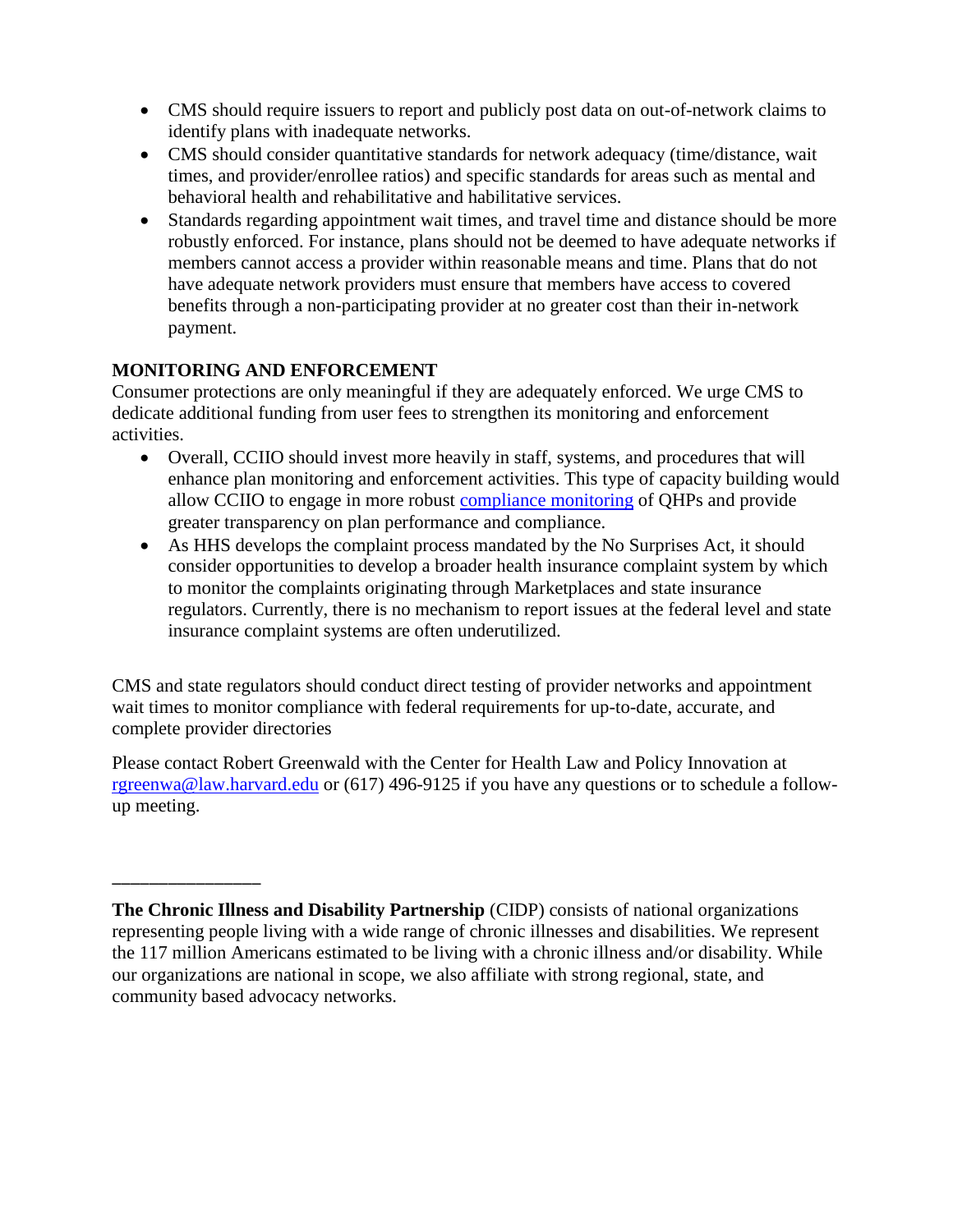- CMS should require issuers to report and publicly post data on out-of-network claims to identify plans with inadequate networks.
- CMS should consider quantitative standards for network adequacy (time/distance, wait times, and provider/enrollee ratios) and specific standards for areas such as mental and behavioral health and rehabilitative and habilitative services.
- Standards regarding appointment wait times, and travel time and distance should be more robustly enforced. For instance, plans should not be deemed to have adequate networks if members cannot access a provider within reasonable means and time. Plans that do not have adequate network providers must ensure that members have access to covered benefits through a non-participating provider at no greater cost than their in-network payment.

**MONITORING AND ENFORCEMENT**

Consumer protections are only meaningful if they are adequately enforced. We urge CMS to dedicate additional funding from user fees to strengthen its monitoring and enforcement activities.

- Overall, CCIIO should invest more heavily in staff, systems, and procedures that will enhance plan monitoring and enforcement activities. This type of capacity building would allow CCIIO to engage in more robust compliance monitoring of QHPs and provide greater transparency on plan performance and compliance.
- As HHS develops the complaint process mandated by the No Surprises Act, it should consider opportunities to develop a broader health insurance complaint system by which to monitor the complaints originating through Marketplaces and state insurance regulators. Currently, there is no mechanism to report issues at the federal level and state insurance complaint systems are often underutilized.

CMS and state regulators should conduct direct testing of provider networks and appointment wait times to monitor compliance with federal requirements for up-to-date, accurate, and complete provider directories

Please contact Robert Greenwald with the Center for Health Law and Policy Innovation at rgreenwa@law.harvard.edu or (617) 496-9125 if you have any questions or to schedule a follow-up meeting.

\_\_\_\_\_\_\_\_\_\_\_\_\_\_\_\_

**The Chronic Illness and Disability Partnership** (CIDP) consists of national organizations representing people living with a wide range of chronic illnesses and disabilities. We represent the 117 million Americans estimated to be living with a chronic illness and/or disability. While our organizations are national in scope, we also affiliate with strong regional, state, and community based advocacy networks.